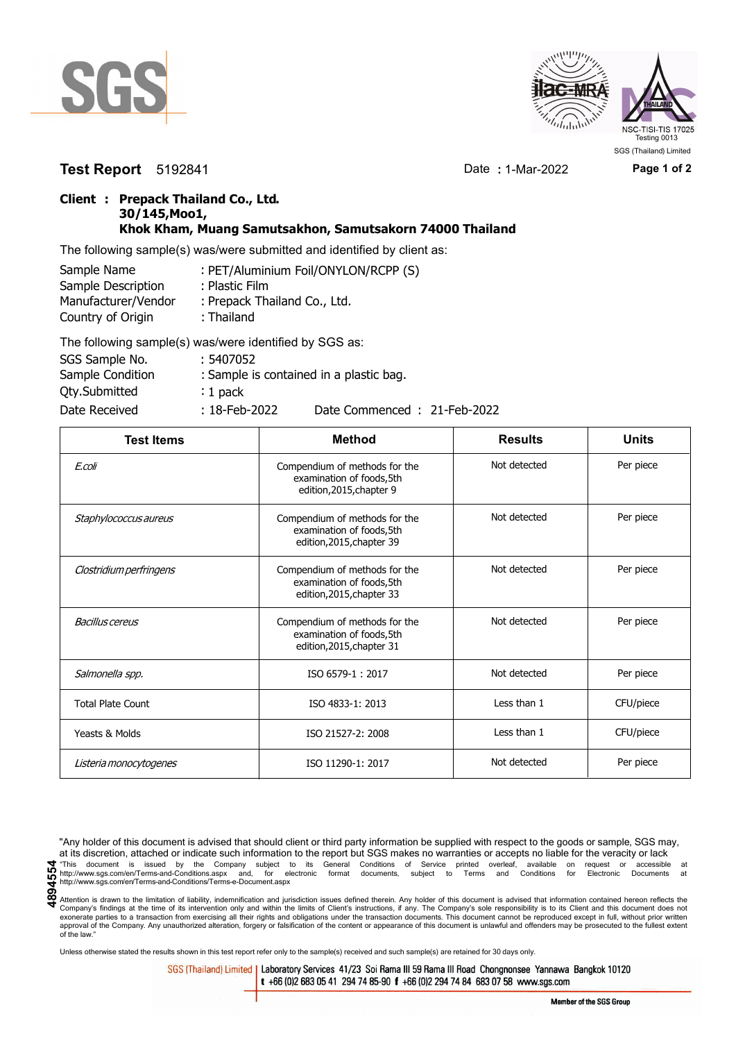NSC-TISI-TIS 17025
Testing 0013
SGS (Thailand) Limited

**Test Report** 5192841 Date : 1-Mar-2022

**Client : Prepack Thailand Co., Ltd.**
**30/145,Moo1,**
**Khok Kham, Muang Samutsakhon, Samutsakorn 74000 Thailand**

The following sample(s) was/were submitted and identified by client as:

Sample Name : PET/Aluminium Foil/ONYLON/RCPP (S)
Sample Description : Plastic Film
Manufacturer/Vendor : Prepack Thailand Co., Ltd.
Country of Origin : Thailand

The following sample(s) was/were identified by SGS as:

SGS Sample No. : 5407052
Sample Condition : Sample is contained in a plastic bag.
Qty.Submitted : 1 pack
Date Received : 18-Feb-2022 Date Commenced : 21-Feb-2022

| Test Items | Method | Results | Units |
|---|---|---|---|
| *E.coli* | Compendium of methods for the examination of foods,5th edition,2015,chapter 9 | Not detected | Per piece |
| *Staphylococcus aureus* | Compendium of methods for the examination of foods,5th edition,2015,chapter 39 | Not detected | Per piece |
| *Clostridium perfringens* | Compendium of methods for the examination of foods,5th edition,2015,chapter 33 | Not detected | Per piece |
| *Bacillus cereus* | Compendium of methods for the examination of foods,5th edition,2015,chapter 31 | Not detected | Per piece |
| *Salmonella spp.* | ISO 6579-1 : 2017 | Not detected | Per piece |
| Total Plate Count | ISO 4833-1: 2013 | Less than 1 | CFU/piece |
| Yeasts & Molds | ISO 21527-2: 2008 | Less than 1 | CFU/piece |
| *Listeria monocytogenes* | ISO 11290-1: 2017 | Not detected | Per piece |

"Any holder of this document is advised that should client or third party information be supplied with respect to the goods or sample, SGS may, at its discretion, attached or indicate such information to the report but SGS makes no warranties or accepts no liable for the veracity or lack
"This document is issued by the Company subject to its General Conditions of Service printed overleaf, available on request or accessible at http://www.sgs.com/en/Terms-and-Conditions.aspx and, for electronic format documents, subject to Terms and Conditions for Electronic Documents at http://www.sgs.com/en/Terms-and-Conditions/Terms-e-Document.aspx
Attention is drawn to the limitation of liability, indemnification and jurisdiction issues defined therein. Any holder of this document is advised that information contained hereon reflects the Company's findings at the time of its intervention only and within the limits of Client's instructions, if any. The Company's sole responsibility is to its Client and this document does not exonerate parties to a transaction from exercising all their rights and obligations under the transaction documents. This document cannot be reproduced except in full, without prior written approval of the Company. Any unauthorized alteration, forgery or falsification of the content or appearance of this document is unlawful and offenders may be prosecuted to the fullest extent of the law."

4894554

Unless otherwise stated the results shown in this test report refer only to the sample(s) received and such sample(s) are retained for 30 days only.

SGS (Thailand) Limited | Laboratory Services 41/23 Soi Rama III 59 Rama III Road Chongnonsee Yannawa Bangkok 10120
t +66 (0)2 683 05 41 294 74 85-90 f +66 (0)2 294 74 84 683 07 58 www.sgs.com

Member of the SGS Group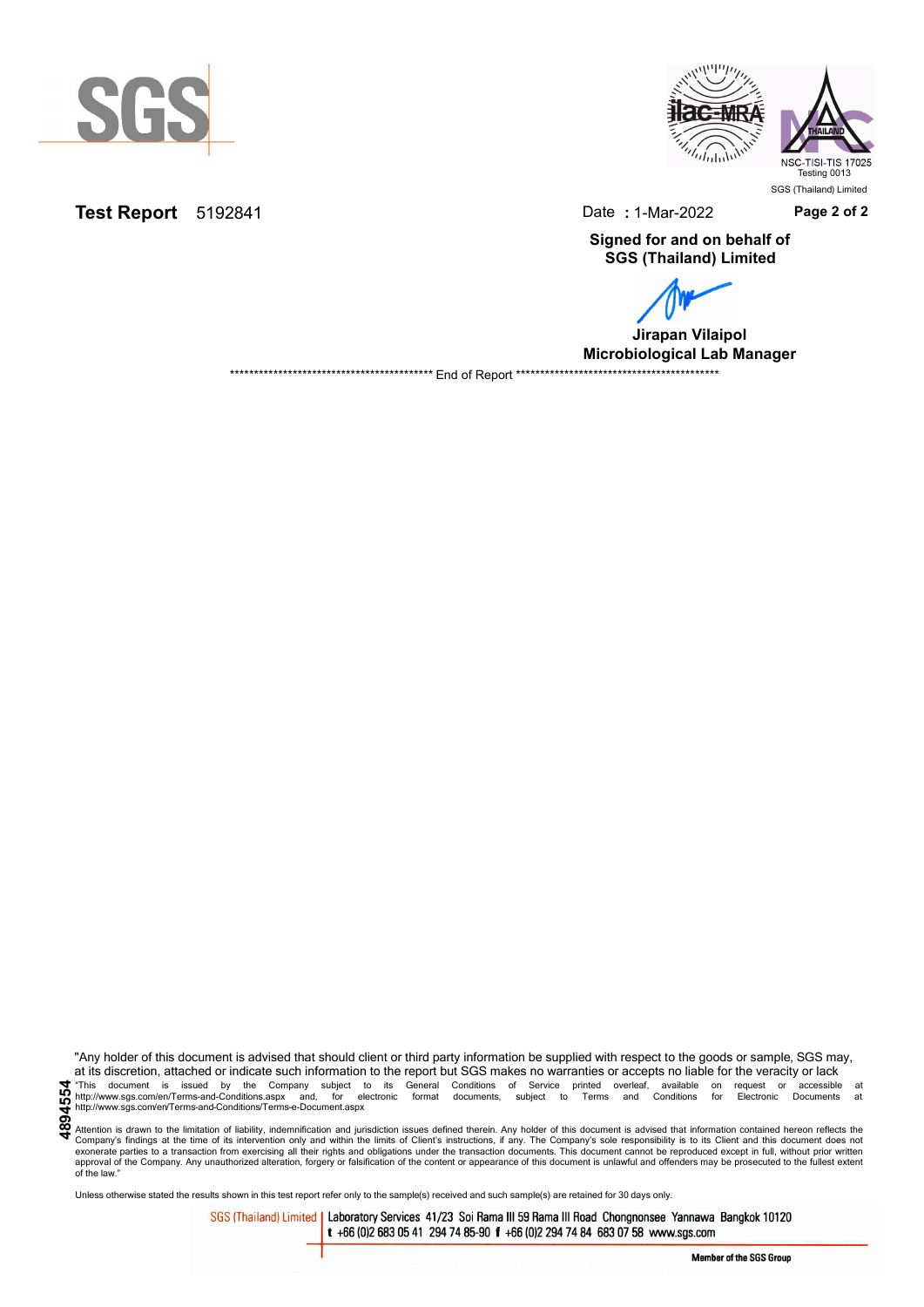**Test Report** 5192841

Date : 1-Mar-2022

**Signed for and on behalf of SGS (Thailand) Limited**

**Jirapan Vilaipol**
**Microbiological Lab Manager**

******************************************** End of Report ********************************************

"Any holder of this document is advised that should client or third party information be supplied with respect to the goods or sample, SGS may, at its discretion, attached or indicate such information to the report but SGS makes no warranties or accepts no liable for the veracity or lack

"This document is issued by the Company subject to its General Conditions of Service printed overleaf, available on request or accessible at http://www.sgs.com/en/Terms-and-Conditions.aspx and, for electronic format documents, subject to Terms and Conditions for Electronic Documents at http://www.sgs.com/en/Terms-and-Conditions/Terms-e-Document.aspx

Attention is drawn to the limitation of liability, indemnification and jurisdiction issues defined therein. Any holder of this document is advised that information contained hereon reflects the Company's findings at the time of its intervention only and within the limits of Client's instructions, if any. The Company's sole responsibility is to its Client and this document does not exonerate parties to a transaction from exercising all their rights and obligations under the transaction documents. This document cannot be reproduced except in full, without prior written approval of the Company. Any unauthorized alteration, forgery or falsification of the content or appearance of this document is unlawful and offenders may be prosecuted to the fullest extent of the law."

Unless otherwise stated the results shown in this test report refer only to the sample(s) received and such sample(s) are retained for 30 days only.

4894554

SGS (Thailand) Limited | Laboratory Services 41/23 Soi Rama III 59 Rama III Road Chongnonsee Yannawa Bangkok 10120
t +66 (0)2 683 05 41 294 74 85-90 f +66 (0)2 294 74 84 683 07 58 www.sgs.com

Member of the SGS Group